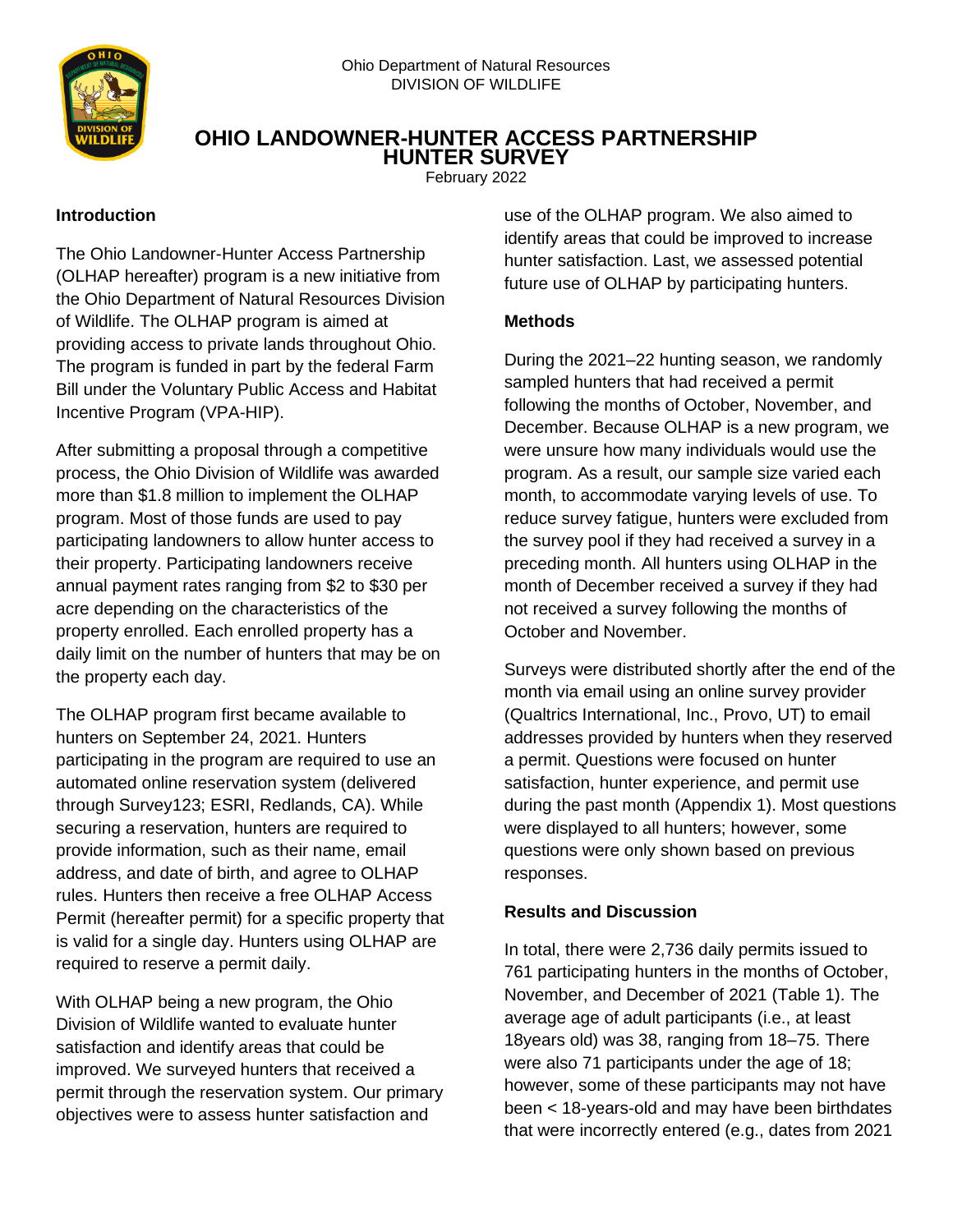Ohio Department of Natural Resources
DIVISION OF WILDLIFE

# OHIO LANDOWNER-HUNTER ACCESS PARTNERSHIP HUNTER SURVEY

February 2022

## Introduction

The Ohio Landowner-Hunter Access Partnership (OLHAP hereafter) program is a new initiative from the Ohio Department of Natural Resources Division of Wildlife. The OLHAP program is aimed at providing access to private lands throughout Ohio. The program is funded in part by the federal Farm Bill under the Voluntary Public Access and Habitat Incentive Program (VPA-HIP).

After submitting a proposal through a competitive process, the Ohio Division of Wildlife was awarded more than $1.8 million to implement the OLHAP program. Most of those funds are used to pay participating landowners to allow hunter access to their property. Participating landowners receive annual payment rates ranging from $2 to $30 per acre depending on the characteristics of the property enrolled. Each enrolled property has a daily limit on the number of hunters that may be on the property each day.

The OLHAP program first became available to hunters on September 24, 2021. Hunters participating in the program are required to use an automated online reservation system (delivered through Survey123; ESRI, Redlands, CA). While securing a reservation, hunters are required to provide information, such as their name, email address, and date of birth, and agree to OLHAP rules. Hunters then receive a free OLHAP Access Permit (hereafter permit) for a specific property that is valid for a single day. Hunters using OLHAP are required to reserve a permit daily.

With OLHAP being a new program, the Ohio Division of Wildlife wanted to evaluate hunter satisfaction and identify areas that could be improved. We surveyed hunters that received a permit through the reservation system. Our primary objectives were to assess hunter satisfaction and use of the OLHAP program. We also aimed to identify areas that could be improved to increase hunter satisfaction. Last, we assessed potential future use of OLHAP by participating hunters.

## Methods

During the 2021–22 hunting season, we randomly sampled hunters that had received a permit following the months of October, November, and December. Because OLHAP is a new program, we were unsure how many individuals would use the program. As a result, our sample size varied each month, to accommodate varying levels of use. To reduce survey fatigue, hunters were excluded from the survey pool if they had received a survey in a preceding month. All hunters using OLHAP in the month of December received a survey if they had not received a survey following the months of October and November.

Surveys were distributed shortly after the end of the month via email using an online survey provider (Qualtrics International, Inc., Provo, UT) to email addresses provided by hunters when they reserved a permit. Questions were focused on hunter satisfaction, hunter experience, and permit use during the past month (Appendix 1). Most questions were displayed to all hunters; however, some questions were only shown based on previous responses.

## Results and Discussion

In total, there were 2,736 daily permits issued to 761 participating hunters in the months of October, November, and December of 2021 (Table 1). The average age of adult participants (i.e., at least 18years old) was 38, ranging from 18–75. There were also 71 participants under the age of 18; however, some of these participants may not have been < 18-years-old and may have been birthdates that were incorrectly entered (e.g., dates from 2021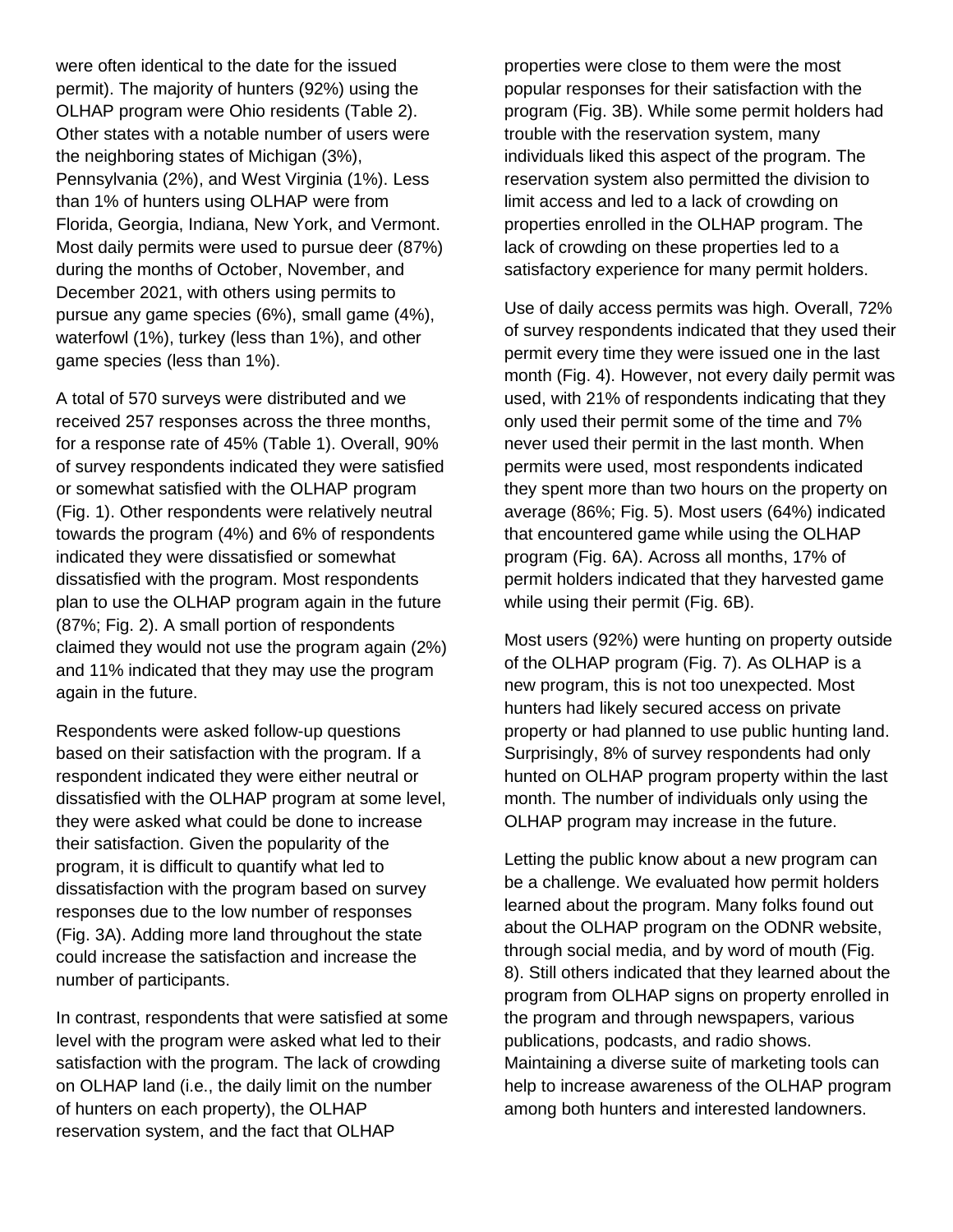were often identical to the date for the issued permit). The majority of hunters (92%) using the OLHAP program were Ohio residents (Table 2). Other states with a notable number of users were the neighboring states of Michigan (3%), Pennsylvania (2%), and West Virginia (1%). Less than 1% of hunters using OLHAP were from Florida, Georgia, Indiana, New York, and Vermont. Most daily permits were used to pursue deer (87%) during the months of October, November, and December 2021, with others using permits to pursue any game species (6%), small game (4%), waterfowl (1%), turkey (less than 1%), and other game species (less than 1%).

A total of 570 surveys were distributed and we received 257 responses across the three months, for a response rate of 45% (Table 1). Overall, 90% of survey respondents indicated they were satisfied or somewhat satisfied with the OLHAP program (Fig. 1). Other respondents were relatively neutral towards the program (4%) and 6% of respondents indicated they were dissatisfied or somewhat dissatisfied with the program. Most respondents plan to use the OLHAP program again in the future (87%; Fig. 2). A small portion of respondents claimed they would not use the program again (2%) and 11% indicated that they may use the program again in the future.

Respondents were asked follow-up questions based on their satisfaction with the program. If a respondent indicated they were either neutral or dissatisfied with the OLHAP program at some level, they were asked what could be done to increase their satisfaction. Given the popularity of the program, it is difficult to quantify what led to dissatisfaction with the program based on survey responses due to the low number of responses (Fig. 3A). Adding more land throughout the state could increase the satisfaction and increase the number of participants.

In contrast, respondents that were satisfied at some level with the program were asked what led to their satisfaction with the program. The lack of crowding on OLHAP land (i.e., the daily limit on the number of hunters on each property), the OLHAP reservation system, and the fact that OLHAP properties were close to them were the most popular responses for their satisfaction with the program (Fig. 3B). While some permit holders had trouble with the reservation system, many individuals liked this aspect of the program. The reservation system also permitted the division to limit access and led to a lack of crowding on properties enrolled in the OLHAP program. The lack of crowding on these properties led to a satisfactory experience for many permit holders.

Use of daily access permits was high. Overall, 72% of survey respondents indicated that they used their permit every time they were issued one in the last month (Fig. 4). However, not every daily permit was used, with 21% of respondents indicating that they only used their permit some of the time and 7% never used their permit in the last month. When permits were used, most respondents indicated they spent more than two hours on the property on average (86%; Fig. 5). Most users (64%) indicated that encountered game while using the OLHAP program (Fig. 6A). Across all months, 17% of permit holders indicated that they harvested game while using their permit (Fig. 6B).

Most users (92%) were hunting on property outside of the OLHAP program (Fig. 7). As OLHAP is a new program, this is not too unexpected. Most hunters had likely secured access on private property or had planned to use public hunting land. Surprisingly, 8% of survey respondents had only hunted on OLHAP program property within the last month. The number of individuals only using the OLHAP program may increase in the future.

Letting the public know about a new program can be a challenge. We evaluated how permit holders learned about the program. Many folks found out about the OLHAP program on the ODNR website, through social media, and by word of mouth (Fig. 8). Still others indicated that they learned about the program from OLHAP signs on property enrolled in the program and through newspapers, various publications, podcasts, and radio shows. Maintaining a diverse suite of marketing tools can help to increase awareness of the OLHAP program among both hunters and interested landowners.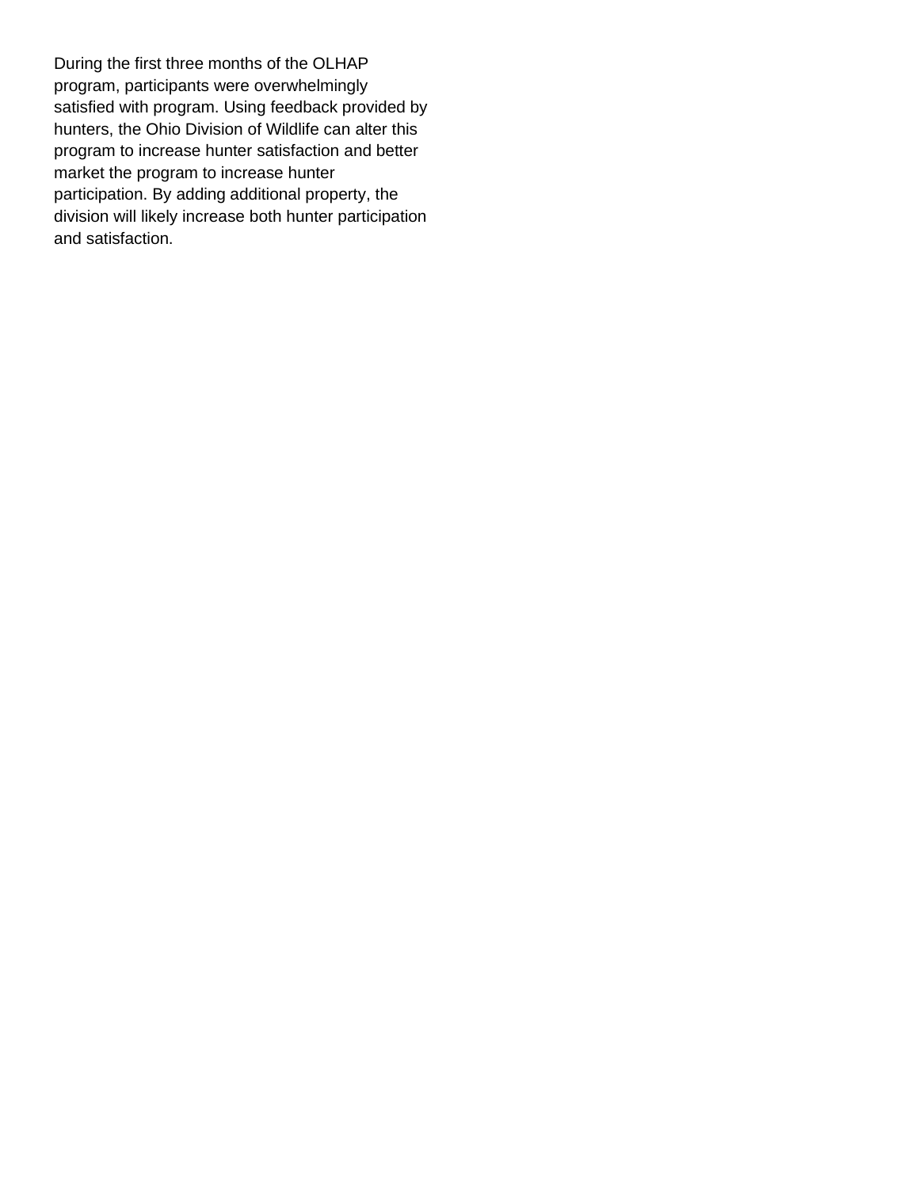During the first three months of the OLHAP program, participants were overwhelmingly satisfied with program. Using feedback provided by hunters, the Ohio Division of Wildlife can alter this program to increase hunter satisfaction and better market the program to increase hunter participation. By adding additional property, the division will likely increase both hunter participation and satisfaction.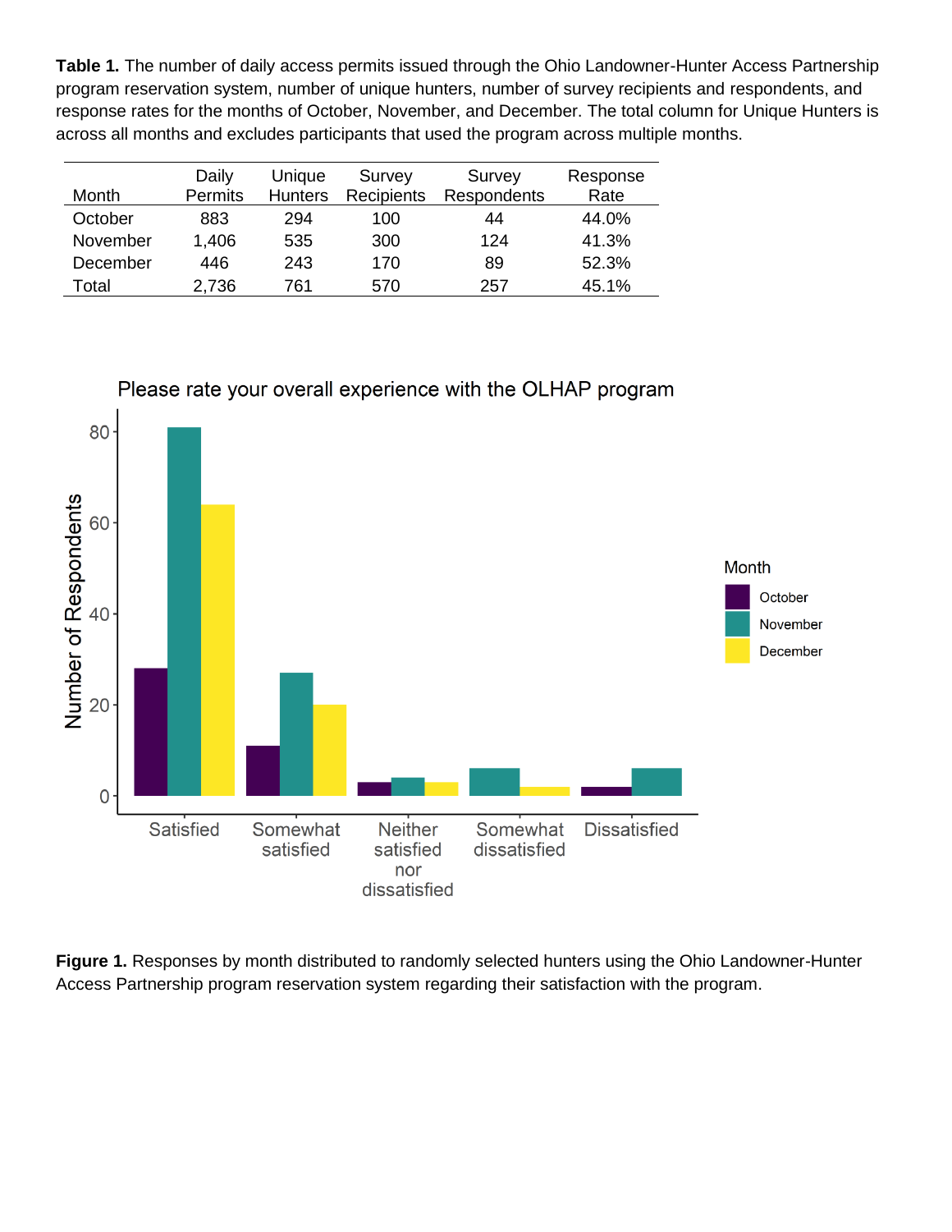**Table 1.** The number of daily access permits issued through the Ohio Landowner-Hunter Access Partnership program reservation system, number of unique hunters, number of survey recipients and respondents, and response rates for the months of October, November, and December. The total column for Unique Hunters is across all months and excludes participants that used the program across multiple months.

| Month | Daily Permits | Unique Hunters | Survey Recipients | Survey Respondents | Response Rate |
|---|---|---|---|---|---|
| October | 883 | 294 | 100 | 44 | 44.0% |
| November | 1,406 | 535 | 300 | 124 | 41.3% |
| December | 446 | 243 | 170 | 89 | 52.3% |
| Total | 2,736 | 761 | 570 | 257 | 45.1% |

Please rate your overall experience with the OLHAP program

Number of Respondents

0
20
40
60
80

Satisfied
Somewhat satisfied
Neither satisfied nor dissatisfied
Somewhat dissatisfied
Dissatisfied

Month
October
November
December

**Figure 1.** Responses by month distributed to randomly selected hunters using the Ohio Landowner-Hunter Access Partnership program reservation system regarding their satisfaction with the program.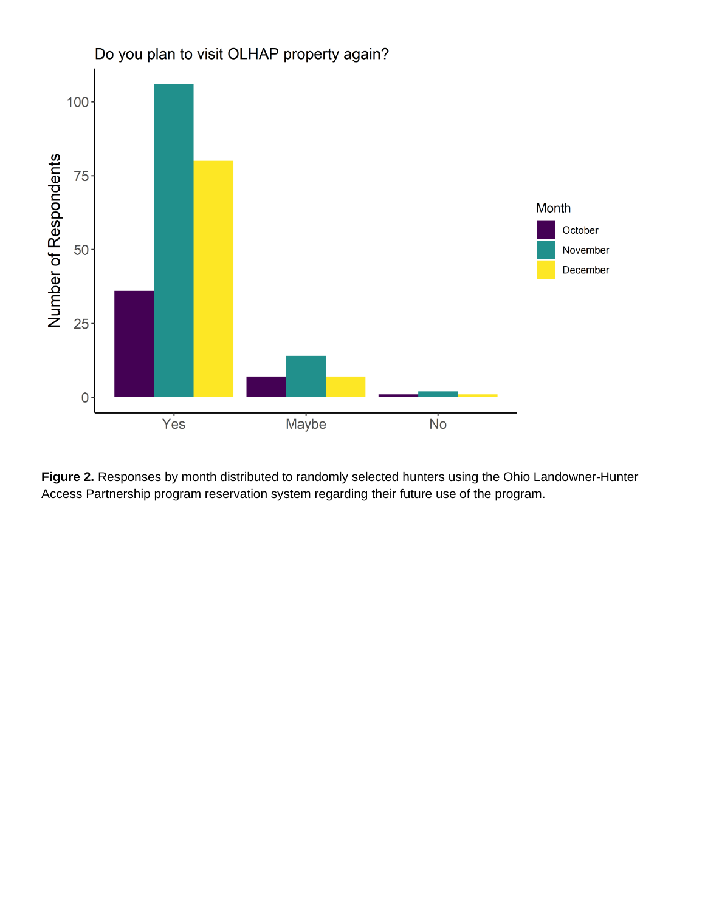Do you plan to visit OLHAP property again?

Number of Respondents

100

75

50

25

0

Yes

Maybe

No

Month

October

November

December

**Figure 2.** Responses by month distributed to randomly selected hunters using the Ohio Landowner-Hunter Access Partnership program reservation system regarding their future use of the program.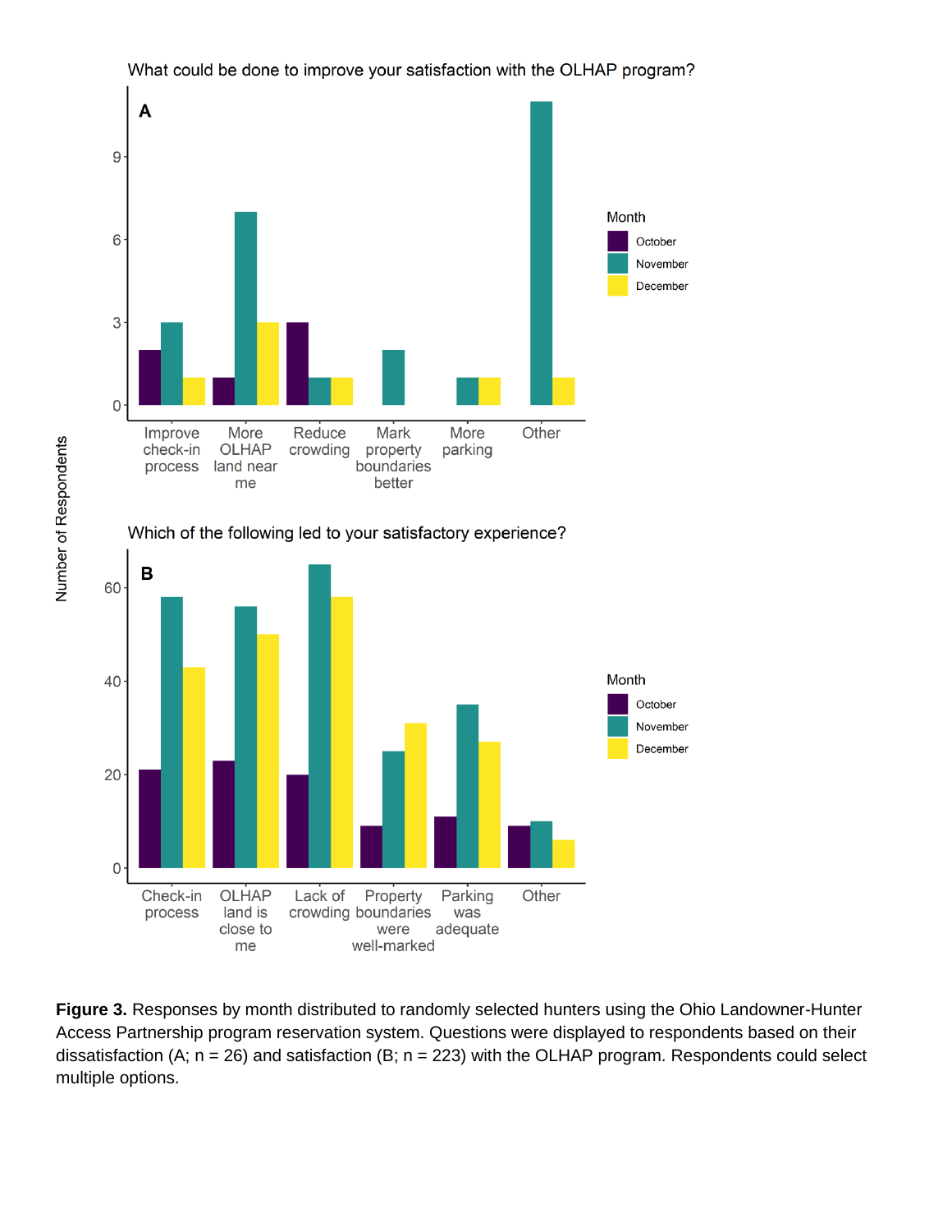What could be done to improve your satisfaction with the OLHAP program?

A

Number of Respondents

0
3
6
9

Improve check-in process
More OLHAP land near me
Reduce crowding
Mark property boundaries better
More parking
Other

Month
October
November
December

Which of the following led to your satisfactory experience?

B

0
20
40
60

Check-in process
OLHAP land is close to me
Lack of crowding
Property boundaries were well-marked
Parking was adequate
Other

Month
October
November
December

**Figure 3.** Responses by month distributed to randomly selected hunters using the Ohio Landowner-Hunter Access Partnership program reservation system. Questions were displayed to respondents based on their dissatisfaction (A; n = 26) and satisfaction (B; n = 223) with the OLHAP program. Respondents could select multiple options.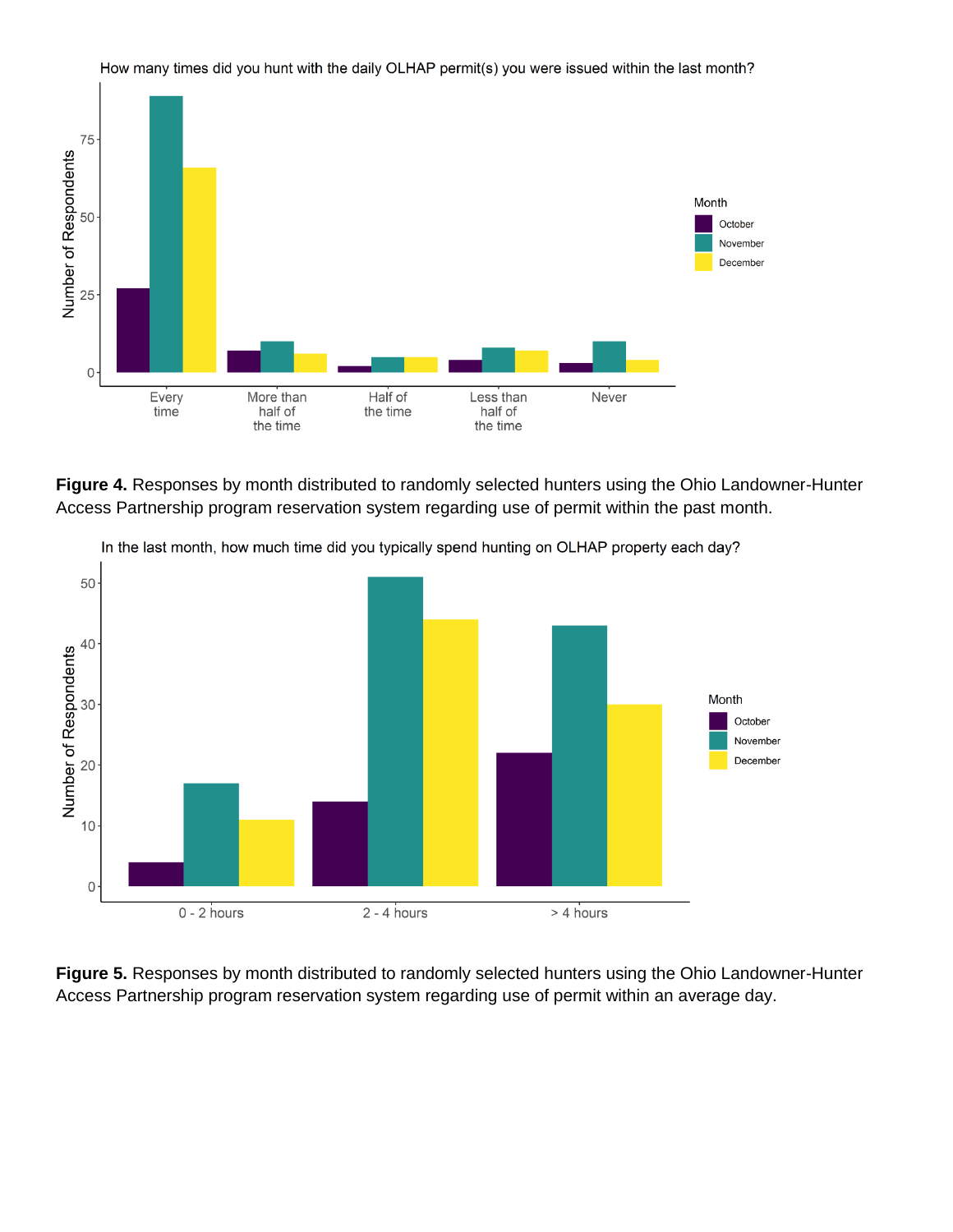How many times did you hunt with the daily OLHAP permit(s) you were issued within the last month?

Number of Respondents

0
25
50
75

Every time
More than half of the time
Half of the time
Less than half of the time
Never

Month
October
November
December

**Figure 4.** Responses by month distributed to randomly selected hunters using the Ohio Landowner-Hunter Access Partnership program reservation system regarding use of permit within the past month.

In the last month, how much time did you typically spend hunting on OLHAP property each day?

Number of Respondents

0
10
20
30
40
50

0 - 2 hours
2 - 4 hours
> 4 hours

Month
October
November
December

**Figure 5.** Responses by month distributed to randomly selected hunters using the Ohio Landowner-Hunter Access Partnership program reservation system regarding use of permit within an average day.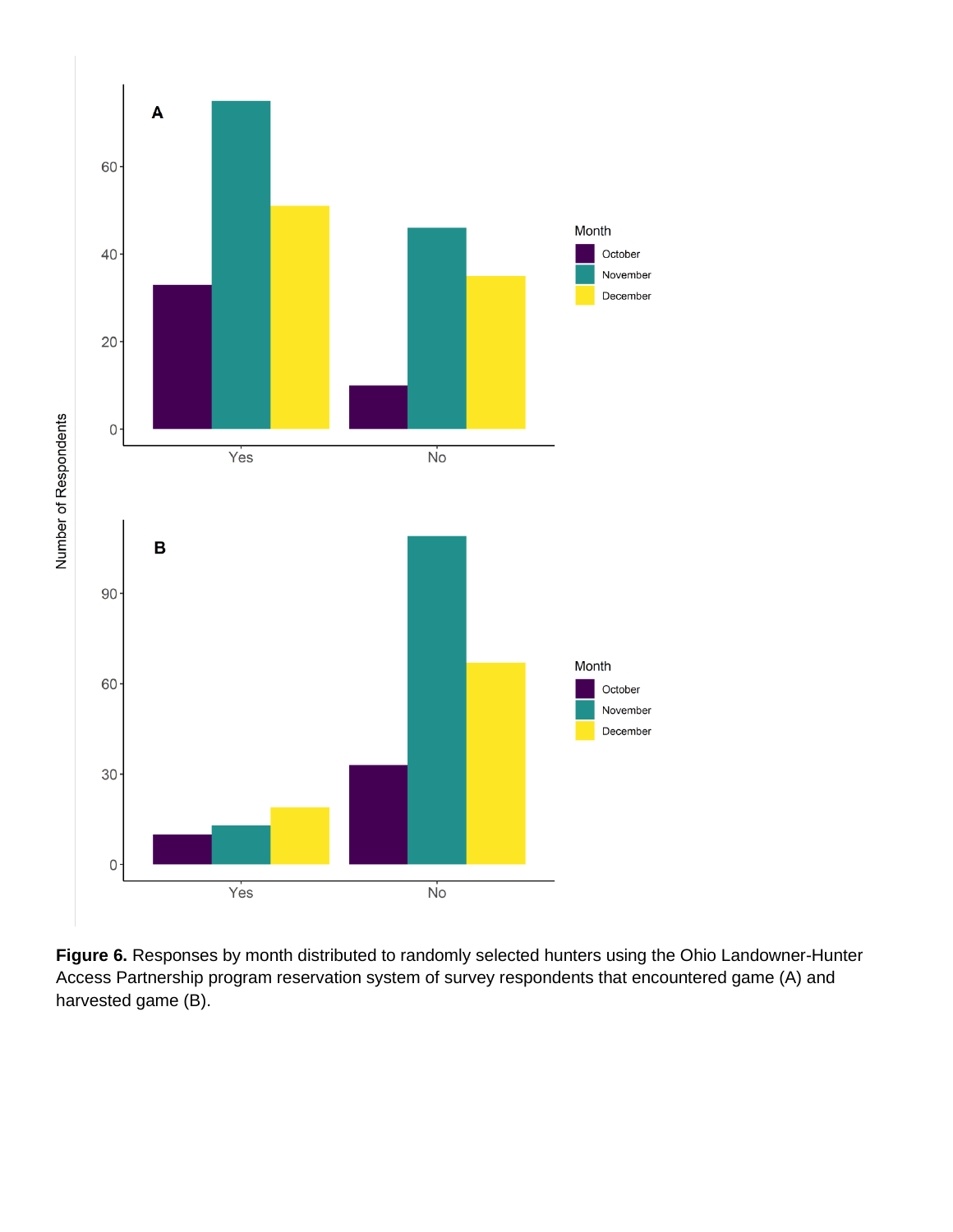Number of Respondents

A

60

40

20

0

Yes

No

Month

October

November

December

B

90

60

30

0

Yes

No

Month

October

November

December

**Figure 6.** Responses by month distributed to randomly selected hunters using the Ohio Landowner-Hunter Access Partnership program reservation system of survey respondents that encountered game (A) and harvested game (B).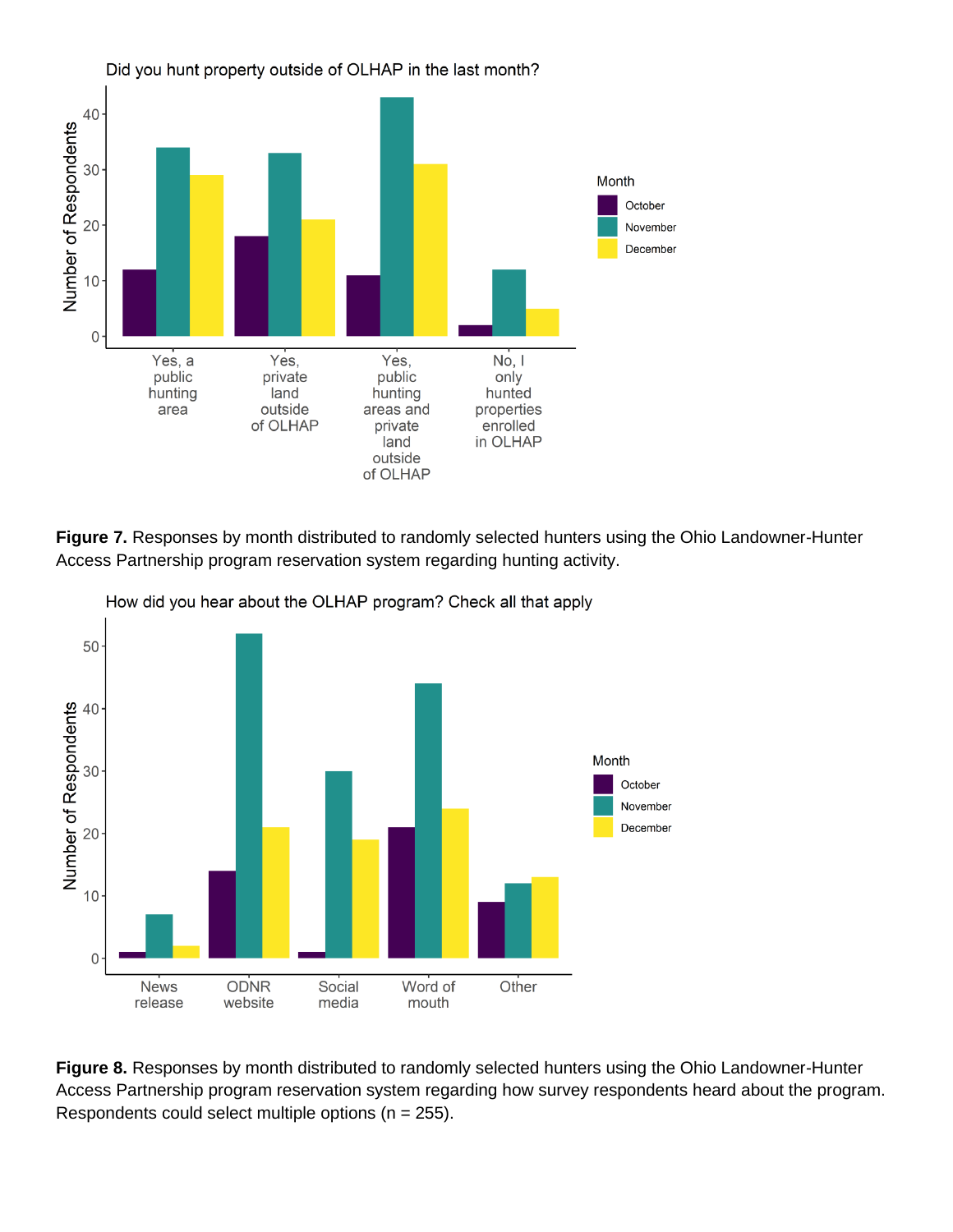Did you hunt property outside of OLHAP in the last month?

Number of Respondents

0
10
20
30
40

Yes, a public hunting area

Yes, private land outside of OLHAP

Yes, public hunting areas and private land outside of OLHAP

No, I only hunted properties enrolled in OLHAP

Month
October
November
December

**Figure 7.** Responses by month distributed to randomly selected hunters using the Ohio Landowner-Hunter Access Partnership program reservation system regarding hunting activity.

How did you hear about the OLHAP program? Check all that apply

Number of Respondents

0
10
20
30
40
50

News release

ODNR website

Social media

Word of mouth

Other

Month
October
November
December

**Figure 8.** Responses by month distributed to randomly selected hunters using the Ohio Landowner-Hunter Access Partnership program reservation system regarding how survey respondents heard about the program. Respondents could select multiple options (n = 255).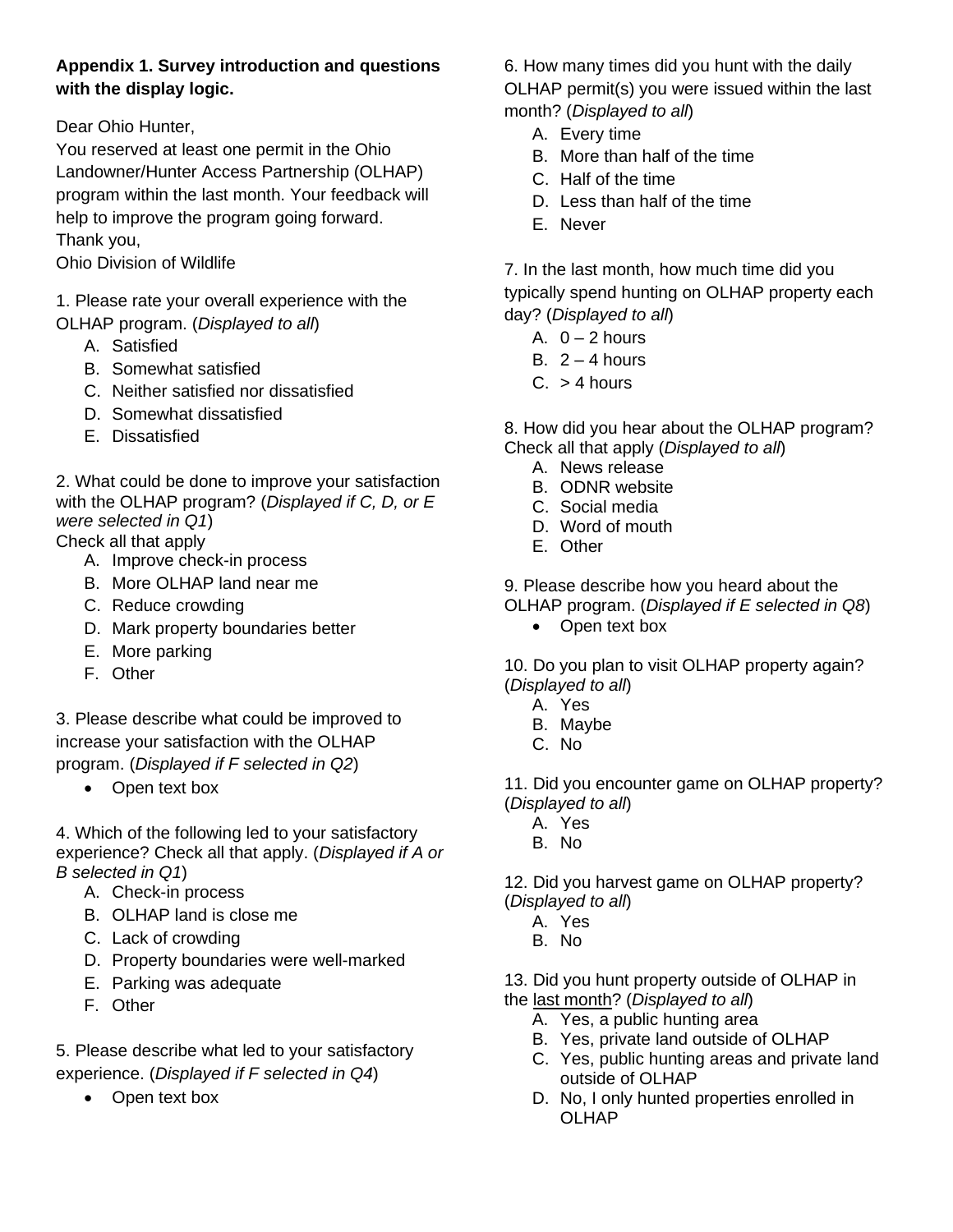**Appendix 1. Survey introduction and questions with the display logic.**

Dear Ohio Hunter,
You reserved at least one permit in the Ohio Landowner/Hunter Access Partnership (OLHAP) program within the last month. Your feedback will help to improve the program going forward.
Thank you,
Ohio Division of Wildlife

1. Please rate your overall experience with the OLHAP program. (*Displayed to all*)
   A. Satisfied
   B. Somewhat satisfied
   C. Neither satisfied nor dissatisfied
   D. Somewhat dissatisfied
   E. Dissatisfied

2. What could be done to improve your satisfaction with the OLHAP program? (*Displayed if C, D, or E were selected in Q1*)
Check all that apply
   A. Improve check-in process
   B. More OLHAP land near me
   C. Reduce crowding
   D. Mark property boundaries better
   E. More parking
   F. Other

3. Please describe what could be improved to increase your satisfaction with the OLHAP program. (*Displayed if F selected in Q2*)
   - Open text box

4. Which of the following led to your satisfactory experience? Check all that apply. (*Displayed if A or B selected in Q1*)
   A. Check-in process
   B. OLHAP land is close me
   C. Lack of crowding
   D. Property boundaries were well-marked
   E. Parking was adequate
   F. Other

5. Please describe what led to your satisfactory experience. (*Displayed if F selected in Q4*)
   - Open text box

6. How many times did you hunt with the daily OLHAP permit(s) you were issued within the last month? (*Displayed to all*)
   A. Every time
   B. More than half of the time
   C. Half of the time
   D. Less than half of the time
   E. Never

7. In the last month, how much time did you typically spend hunting on OLHAP property each day? (*Displayed to all*)
   A. 0 – 2 hours
   B. 2 – 4 hours
   C. > 4 hours

8. How did you hear about the OLHAP program? Check all that apply (*Displayed to all*)
   A. News release
   B. ODNR website
   C. Social media
   D. Word of mouth
   E. Other

9. Please describe how you heard about the OLHAP program. (*Displayed if E selected in Q8*)
   - Open text box

10. Do you plan to visit OLHAP property again? (*Displayed to all*)
   A. Yes
   B. Maybe
   C. No

11. Did you encounter game on OLHAP property? (*Displayed to all*)
   A. Yes
   B. No

12. Did you harvest game on OLHAP property? (*Displayed to all*)
   A. Yes
   B. No

13. Did you hunt property outside of OLHAP in the <u>last month</u>? (*Displayed to all*)
   A. Yes, a public hunting area
   B. Yes, private land outside of OLHAP
   C. Yes, public hunting areas and private land outside of OLHAP
   D. No, I only hunted properties enrolled in OLHAP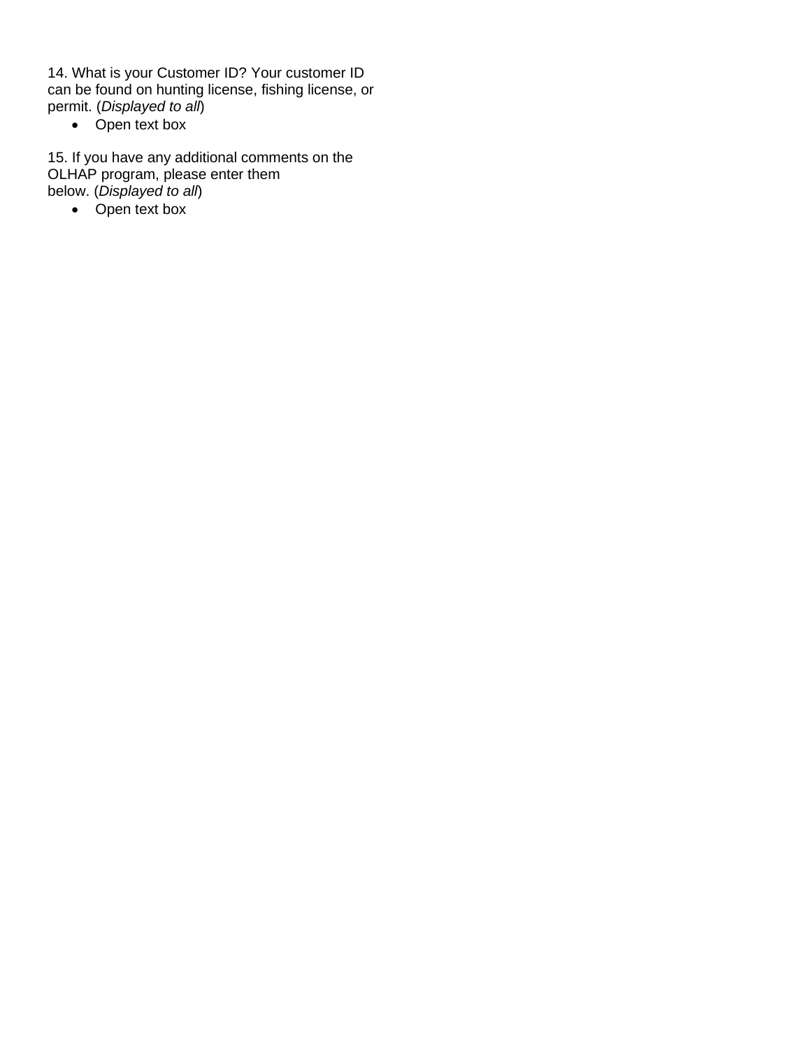14. What is your Customer ID? Your customer ID can be found on hunting license, fishing license, or permit. (*Displayed to all*)

- Open text box

15. If you have any additional comments on the OLHAP program, please enter them below. (*Displayed to all*)

- Open text box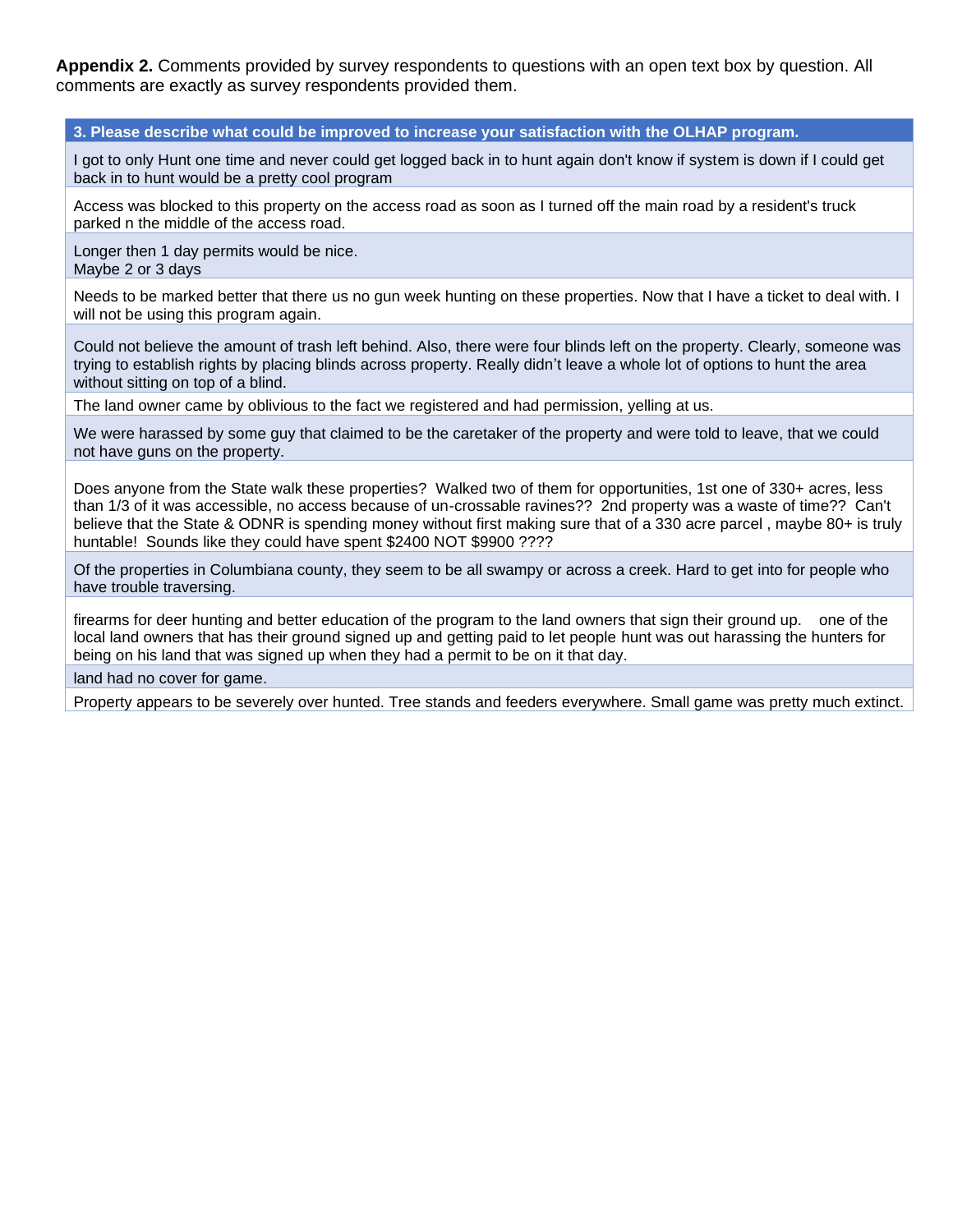**Appendix 2.** Comments provided by survey respondents to questions with an open text box by question. All comments are exactly as survey respondents provided them.

| 3. Please describe what could be improved to increase your satisfaction with the OLHAP program. |
| --- |
| I got to only Hunt one time and never could get logged back in to hunt again don't know if system is down if I could get back in to hunt would be a pretty cool program |
| Access was blocked to this property on the access road as soon as I turned off the main road by a resident's truck parked n the middle of the access road. |
| Longer then 1 day permits would be nice.<br>Maybe 2 or 3 days |
| Needs to be marked better that there us no gun week hunting on these properties. Now that I have a ticket to deal with. I will not be using this program again. |
| Could not believe the amount of trash left behind. Also, there were four blinds left on the property. Clearly, someone was trying to establish rights by placing blinds across property. Really didn't leave a whole lot of options to hunt the area without sitting on top of a blind. |
| The land owner came by oblivious to the fact we registered and had permission, yelling at us. |
| We were harassed by some guy that claimed to be the caretaker of the property and were told to leave, that we could not have guns on the property. |
| Does anyone from the State walk these properties? Walked two of them for opportunities, 1st one of 330+ acres, less than 1/3 of it was accessible, no access because of un-crossable ravines?? 2nd property was a waste of time?? Can't believe that the State & ODNR is spending money without first making sure that of a 330 acre parcel , maybe 80+ is truly huntable! Sounds like they could have spent $2400 NOT $9900 ???? |
| Of the properties in Columbiana county, they seem to be all swampy or across a creek. Hard to get into for people who have trouble traversing. |
| firearms for deer hunting and better education of the program to the land owners that sign their ground up. one of the local land owners that has their ground signed up and getting paid to let people hunt was out harassing the hunters for being on his land that was signed up when they had a permit to be on it that day. |
| land had no cover for game. |
| Property appears to be severely over hunted. Tree stands and feeders everywhere. Small game was pretty much extinct. |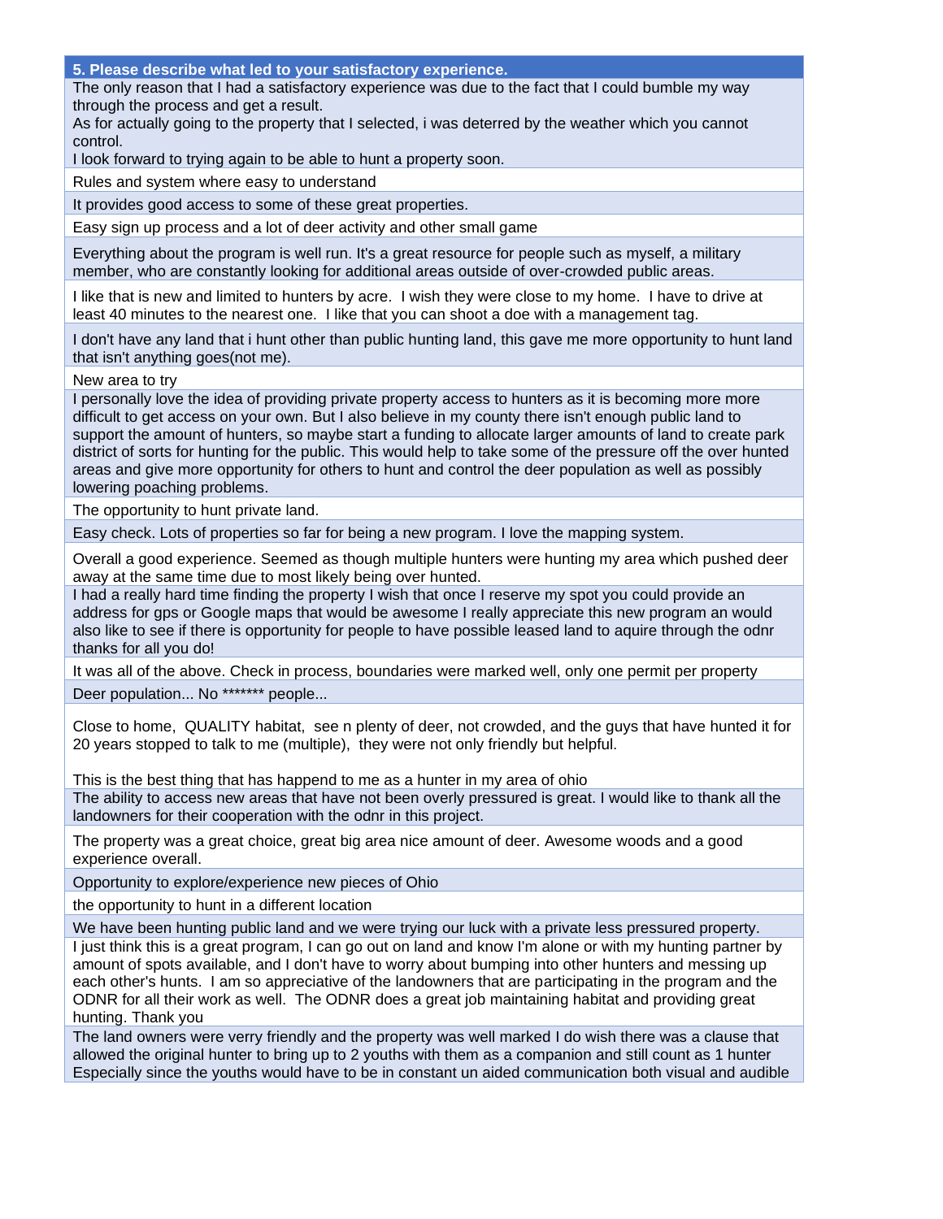| 5. Please describe what led to your satisfactory experience. |
| --- |
| The only reason that I had a satisfactory experience was due to the fact that I could bumble my way through the process and get a result.<br>As for actually going to the property that I selected, i was deterred by the weather which you cannot control.<br>I look forward to trying again to be able to hunt a property soon. |
| Rules and system where easy to understand |
| It provides good access to some of these great properties. |
| Easy sign up process and a lot of deer activity and other small game |
| Everything about the program is well run. It's a great resource for people such as myself, a military member, who are constantly looking for additional areas outside of over-crowded public areas. |
| I like that is new and limited to hunters by acre. I wish they were close to my home. I have to drive at least 40 minutes to the nearest one. I like that you can shoot a doe with a management tag. |
| I don't have any land that i hunt other than public hunting land, this gave me more opportunity to hunt land that isn't anything goes(not me). |
| New area to try |
| I personally love the idea of providing private property access to hunters as it is becoming more more difficult to get access on your own. But I also believe in my county there isn't enough public land to support the amount of hunters, so maybe start a funding to allocate larger amounts of land to create park district of sorts for hunting for the public. This would help to take some of the pressure off the over hunted areas and give more opportunity for others to hunt and control the deer population as well as possibly lowering poaching problems. |
| The opportunity to hunt private land. |
| Easy check. Lots of properties so far for being a new program. I love the mapping system. |
| Overall a good experience. Seemed as though multiple hunters were hunting my area which pushed deer away at the same time due to most likely being over hunted. |
| I had a really hard time finding the property I wish that once I reserve my spot you could provide an address for gps or Google maps that would be awesome I really appreciate this new program an would also like to see if there is opportunity for people to have possible leased land to aquire through the odnr thanks for all you do! |
| It was all of the above. Check in process, boundaries were marked well, only one permit per property |
| Deer population... No ******* people... |
| Close to home, QUALITY habitat, see n plenty of deer, not crowded, and the guys that have hunted it for 20 years stopped to talk to me (multiple), they were not only friendly but helpful.<br><br>This is the best thing that has happend to me as a hunter in my area of ohio |
| The ability to access new areas that have not been overly pressured is great. I would like to thank all the landowners for their cooperation with the odnr in this project. |
| The property was a great choice, great big area nice amount of deer. Awesome woods and a good experience overall. |
| Opportunity to explore/experience new pieces of Ohio |
| the opportunity to hunt in a different location |
| We have been hunting public land and we were trying our luck with a private less pressured property. |
| I just think this is a great program, I can go out on land and know I'm alone or with my hunting partner by amount of spots available, and I don't have to worry about bumping into other hunters and messing up each other's hunts. I am so appreciative of the landowners that are participating in the program and the ODNR for all their work as well. The ODNR does a great job maintaining habitat and providing great hunting. Thank you |
| The land owners were verry friendly and the property was well marked I do wish there was a clause that allowed the original hunter to bring up to 2 youths with them as a companion and still count as 1 hunter Especially since the youths would have to be in constant un aided communication both visual and audible |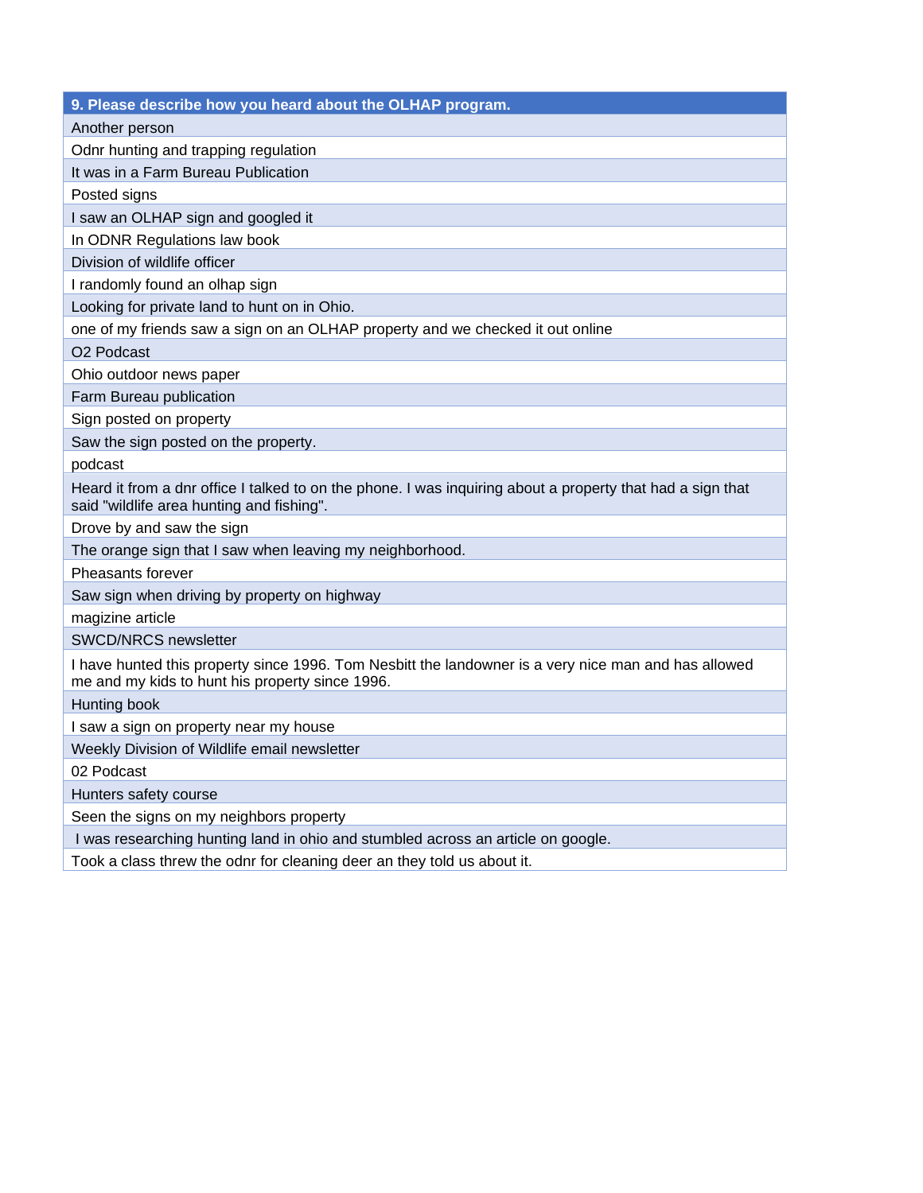| 9. Please describe how you heard about the OLHAP program. |
|---|
| Another person |
| Odnr hunting and trapping regulation |
| It was in a Farm Bureau Publication |
| Posted signs |
| I saw an OLHAP sign and googled it |
| In ODNR Regulations law book |
| Division of wildlife officer |
| I randomly found an olhap sign |
| Looking for private land to hunt on in Ohio. |
| one of my friends saw a sign on an OLHAP property and we checked it out online |
| O2 Podcast |
| Ohio outdoor news paper |
| Farm Bureau publication |
| Sign posted on property |
| Saw the sign posted on the property. |
| podcast |
| Heard it from a dnr office I talked to on the phone. I was inquiring about a property that had a sign that said "wildlife area hunting and fishing". |
| Drove by and saw the sign |
| The orange sign that I saw when leaving my neighborhood. |
| Pheasants forever |
| Saw sign when driving by property on highway |
| magizine article |
| SWCD/NRCS newsletter |
| I have hunted this property since 1996. Tom Nesbitt the landowner is a very nice man and has allowed me and my kids to hunt his property since 1996. |
| Hunting book |
| I saw a sign on property near my house |
| Weekly Division of Wildlife email newsletter |
| 02 Podcast |
| Hunters safety course |
| Seen the signs on my neighbors property |
| I was researching hunting land in ohio and stumbled across an article on google. |
| Took a class threw the odnr for cleaning deer an they told us about it. |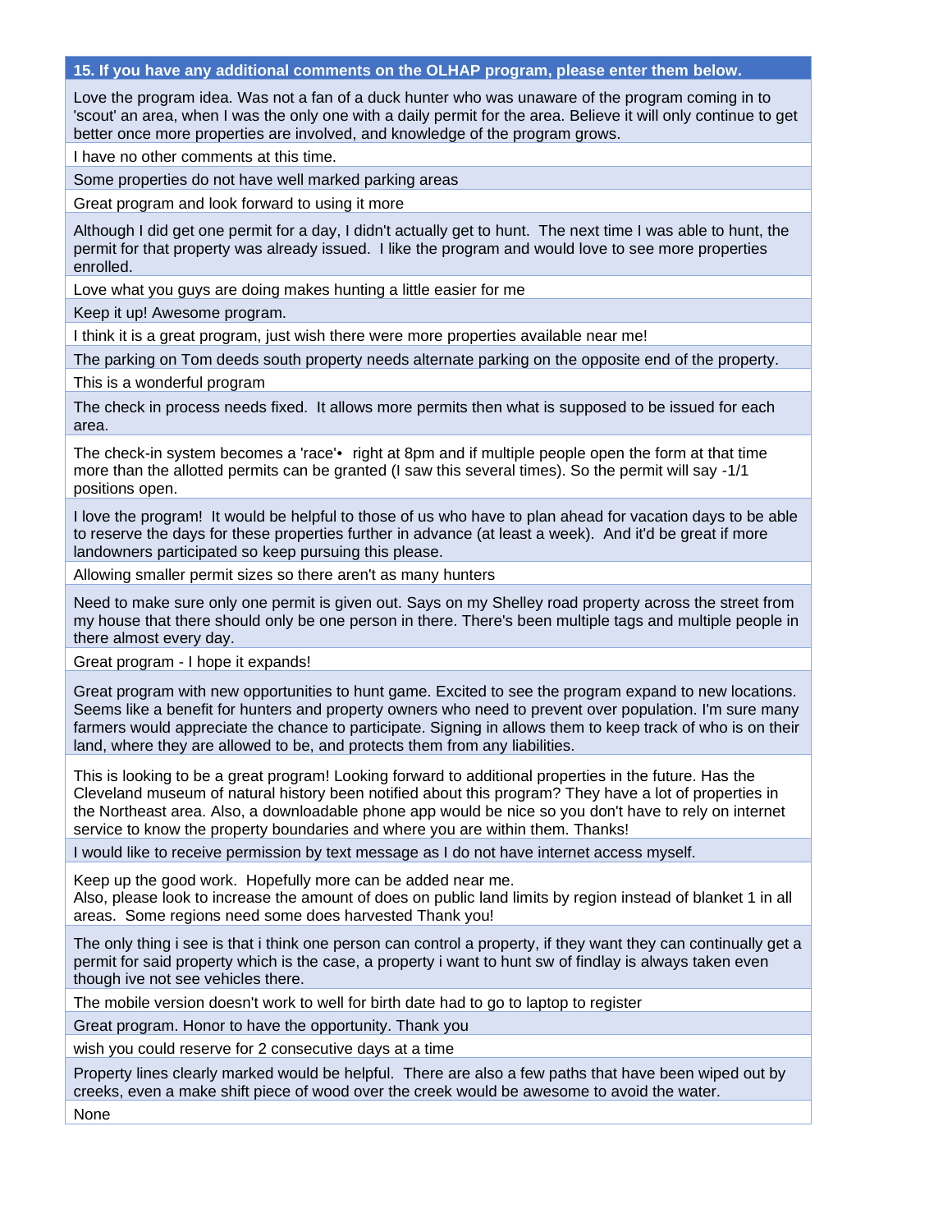| 15. If you have any additional comments on the OLHAP program, please enter them below. |
| --- |
| Love the program idea. Was not a fan of a duck hunter who was unaware of the program coming in to 'scout' an area, when I was the only one with a daily permit for the area. Believe it will only continue to get better once more properties are involved, and knowledge of the program grows. |
| I have no other comments at this time. |
| Some properties do not have well marked parking areas |
| Great program and look forward to using it more |
| Although I did get one permit for a day, I didn't actually get to hunt. The next time I was able to hunt, the permit for that property was already issued. I like the program and would love to see more properties enrolled. |
| Love what you guys are doing makes hunting a little easier for me |
| Keep it up! Awesome program. |
| I think it is a great program, just wish there were more properties available near me! |
| The parking on Tom deeds south property needs alternate parking on the opposite end of the property. |
| This is a wonderful program |
| The check in process needs fixed. It allows more permits then what is supposed to be issued for each area. |
| The check-in system becomes a 'race'• right at 8pm and if multiple people open the form at that time more than the allotted permits can be granted (I saw this several times). So the permit will say -1/1 positions open. |
| I love the program! It would be helpful to those of us who have to plan ahead for vacation days to be able to reserve the days for these properties further in advance (at least a week). And it'd be great if more landowners participated so keep pursuing this please. |
| Allowing smaller permit sizes so there aren't as many hunters |
| Need to make sure only one permit is given out. Says on my Shelley road property across the street from my house that there should only be one person in there. There's been multiple tags and multiple people in there almost every day. |
| Great program - I hope it expands! |
| Great program with new opportunities to hunt game. Excited to see the program expand to new locations. Seems like a benefit for hunters and property owners who need to prevent over population. I'm sure many farmers would appreciate the chance to participate. Signing in allows them to keep track of who is on their land, where they are allowed to be, and protects them from any liabilities. |
| This is looking to be a great program! Looking forward to additional properties in the future. Has the Cleveland museum of natural history been notified about this program? They have a lot of properties in the Northeast area. Also, a downloadable phone app would be nice so you don't have to rely on internet service to know the property boundaries and where you are within them. Thanks! |
| I would like to receive permission by text message as I do not have internet access myself. |
| Keep up the good work. Hopefully more can be added near me. Also, please look to increase the amount of does on public land limits by region instead of blanket 1 in all areas. Some regions need some does harvested Thank you! |
| The only thing i see is that i think one person can control a property, if they want they can continually get a permit for said property which is the case, a property i want to hunt sw of findlay is always taken even though ive not see vehicles there. |
| The mobile version doesn't work to well for birth date had to go to laptop to register |
| Great program. Honor to have the opportunity. Thank you |
| wish you could reserve for 2 consecutive days at a time |
| Property lines clearly marked would be helpful. There are also a few paths that have been wiped out by creeks, even a make shift piece of wood over the creek would be awesome to avoid the water. |
| None |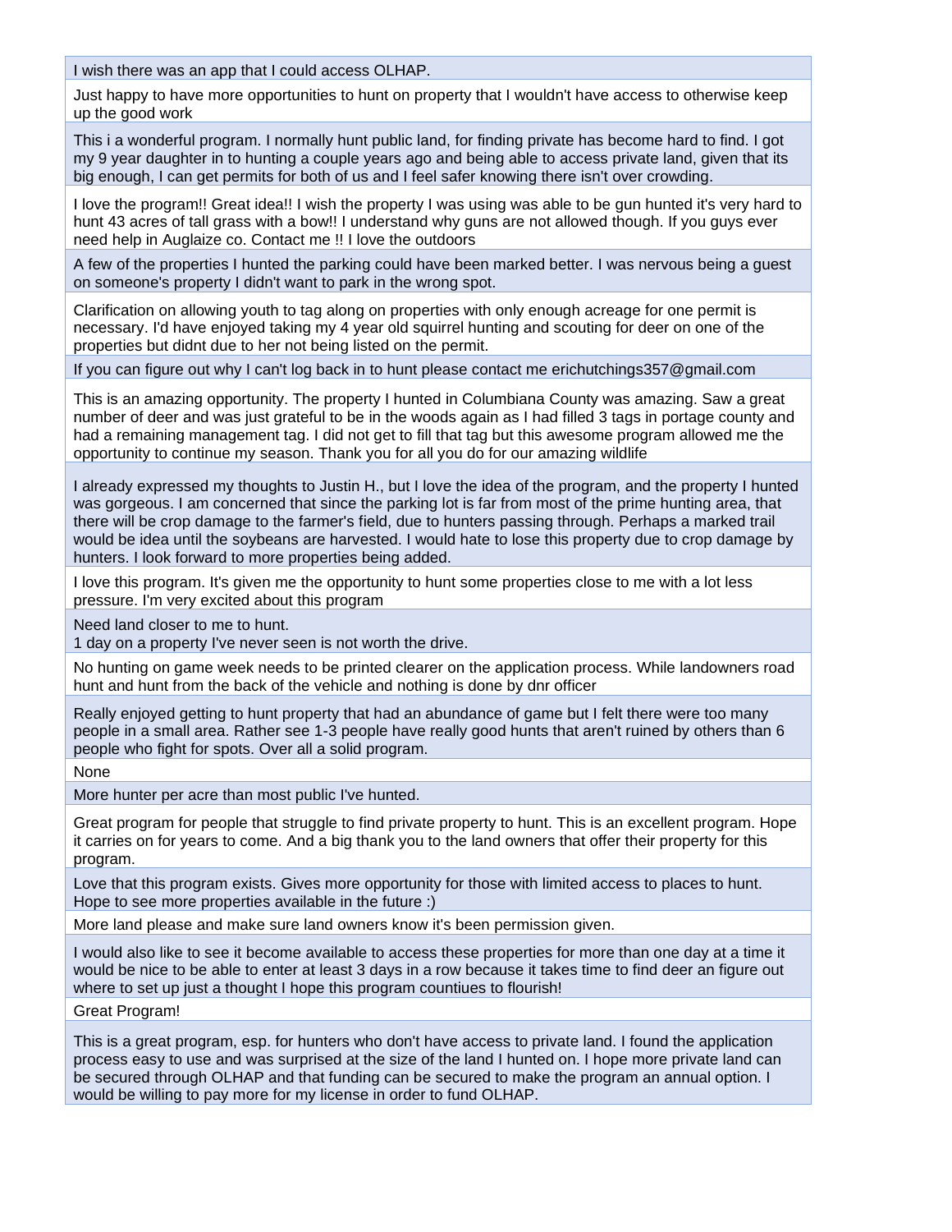| |
|---|
| I wish there was an app that I could access OLHAP. |
| Just happy to have more opportunities to hunt on property that I wouldn't have access to otherwise keep up the good work |
| This i a wonderful program. I normally hunt public land, for finding private has become hard to find. I got my 9 year daughter in to hunting a couple years ago and being able to access private land, given that its big enough, I can get permits for both of us and I feel safer knowing there isn't over crowding. |
| I love the program!! Great idea!! I wish the property I was using was able to be gun hunted it's very hard to hunt 43 acres of tall grass with a bow!! I understand why guns are not allowed though. If you guys ever need help in Auglaize co. Contact me !! I love the outdoors |
| A few of the properties I hunted the parking could have been marked better. I was nervous being a guest on someone's property I didn't want to park in the wrong spot. |
| Clarification on allowing youth to tag along on properties with only enough acreage for one permit is necessary. I'd have enjoyed taking my 4 year old squirrel hunting and scouting for deer on one of the properties but didnt due to her not being listed on the permit. |
| If you can figure out why I can't log back in to hunt please contact me erichutchings357@gmail.com |
| This is an amazing opportunity. The property I hunted in Columbiana County was amazing. Saw a great number of deer and was just grateful to be in the woods again as I had filled 3 tags in portage county and had a remaining management tag. I did not get to fill that tag but this awesome program allowed me the opportunity to continue my season. Thank you for all you do for our amazing wildlife |
| I already expressed my thoughts to Justin H., but I love the idea of the program, and the property I hunted was gorgeous. I am concerned that since the parking lot is far from most of the prime hunting area, that there will be crop damage to the farmer's field, due to hunters passing through. Perhaps a marked trail would be idea until the soybeans are harvested. I would hate to lose this property due to crop damage by hunters. I look forward to more properties being added. |
| I love this program. It's given me the opportunity to hunt some properties close to me with a lot less pressure. I'm very excited about this program |
| Need land closer to me to hunt.<br>1 day on a property I've never seen is not worth the drive. |
| No hunting on game week needs to be printed clearer on the application process. While landowners road hunt and hunt from the back of the vehicle and nothing is done by dnr officer |
| Really enjoyed getting to hunt property that had an abundance of game but I felt there were too many people in a small area. Rather see 1-3 people have really good hunts that aren't ruined by others than 6 people who fight for spots. Over all a solid program. |
| None |
| More hunter per acre than most public I've hunted. |
| Great program for people that struggle to find private property to hunt. This is an excellent program. Hope it carries on for years to come. And a big thank you to the land owners that offer their property for this program. |
| Love that this program exists. Gives more opportunity for those with limited access to places to hunt. Hope to see more properties available in the future :) |
| More land please and make sure land owners know it's been permission given. |
| I would also like to see it become available to access these properties for more than one day at a time it would be nice to be able to enter at least 3 days in a row because it takes time to find deer an figure out where to set up just a thought I hope this program countiues to flourish! |
| Great Program! |
| This is a great program, esp. for hunters who don't have access to private land. I found the application process easy to use and was surprised at the size of the land I hunted on. I hope more private land can be secured through OLHAP and that funding can be secured to make the program an annual option. I would be willing to pay more for my license in order to fund OLHAP. |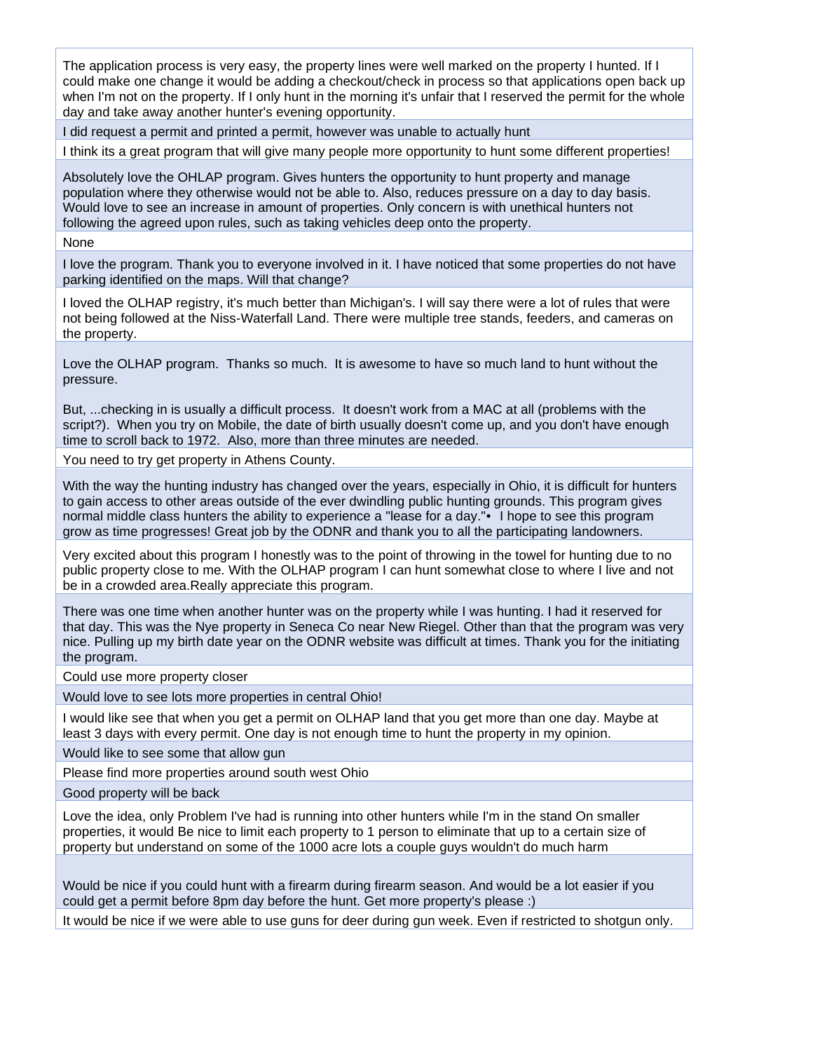| |
| --- |
| The application process is very easy, the property lines were well marked on the property I hunted. If I could make one change it would be adding a checkout/check in process so that applications open back up when I'm not on the property. If I only hunt in the morning it's unfair that I reserved the permit for the whole day and take away another hunter's evening opportunity. |
| I did request a permit and printed a permit, however was unable to actually hunt |
| I think its a great program that will give many people more opportunity to hunt some different properties! |
| Absolutely love the OHLAP program. Gives hunters the opportunity to hunt property and manage population where they otherwise would not be able to. Also, reduces pressure on a day to day basis. Would love to see an increase in amount of properties. Only concern is with unethical hunters not following the agreed upon rules, such as taking vehicles deep onto the property. |
| None |
| I love the program. Thank you to everyone involved in it. I have noticed that some properties do not have parking identified on the maps. Will that change? |
| I loved the OLHAP registry, it's much better than Michigan's. I will say there were a lot of rules that were not being followed at the Niss-Waterfall Land. There were multiple tree stands, feeders, and cameras on the property. |
| Love the OLHAP program. Thanks so much. It is awesome to have so much land to hunt without the pressure.<br><br>But, ...checking in is usually a difficult process. It doesn't work from a MAC at all (problems with the script?). When you try on Mobile, the date of birth usually doesn't come up, and you don't have enough time to scroll back to 1972. Also, more than three minutes are needed. |
| You need to try get property in Athens County. |
| With the way the hunting industry has changed over the years, especially in Ohio, it is difficult for hunters to gain access to other areas outside of the ever dwindling public hunting grounds. This program gives normal middle class hunters the ability to experience a "lease for a day."• I hope to see this program grow as time progresses! Great job by the ODNR and thank you to all the participating landowners. |
| Very excited about this program I honestly was to the point of throwing in the towel for hunting due to no public property close to me. With the OLHAP program I can hunt somewhat close to where I live and not be in a crowded area.Really appreciate this program. |
| There was one time when another hunter was on the property while I was hunting. I had it reserved for that day. This was the Nye property in Seneca Co near New Riegel. Other than that the program was very nice. Pulling up my birth date year on the ODNR website was difficult at times. Thank you for the initiating the program. |
| Could use more property closer |
| Would love to see lots more properties in central Ohio! |
| I would like see that when you get a permit on OLHAP land that you get more than one day. Maybe at least 3 days with every permit. One day is not enough time to hunt the property in my opinion. |
| Would like to see some that allow gun |
| Please find more properties around south west Ohio |
| Good property will be back |
| Love the idea, only Problem I've had is running into other hunters while I'm in the stand On smaller properties, it would Be nice to limit each property to 1 person to eliminate that up to a certain size of property but understand on some of the 1000 acre lots a couple guys wouldn't do much harm |
| Would be nice if you could hunt with a firearm during firearm season. And would be a lot easier if you could get a permit before 8pm day before the hunt. Get more property's please :) |
| It would be nice if we were able to use guns for deer during gun week. Even if restricted to shotgun only. |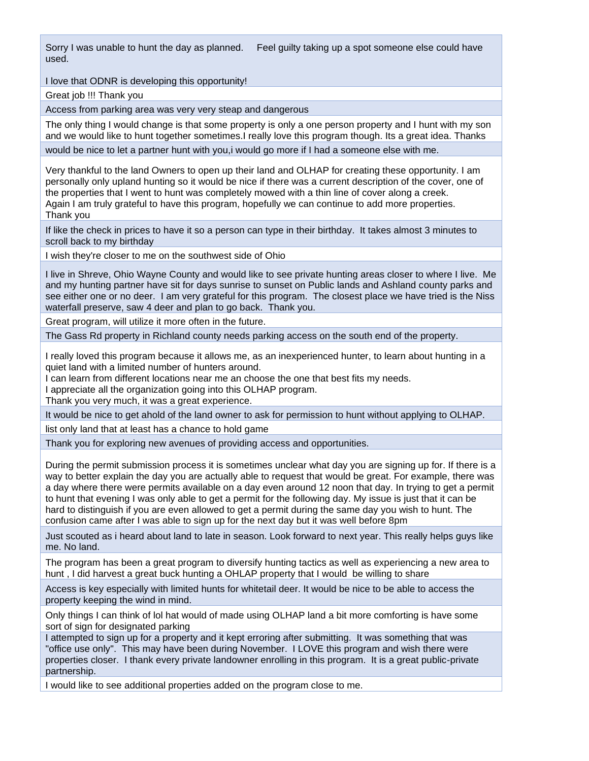| |
|---|
| Sorry I was unable to hunt the day as planned.     Feel guilty taking up a spot someone else could have used.<br><br>I love that ODNR is developing this opportunity! |
| Great job !!! Thank you |
| Access from parking area was very very steap and dangerous |
| The only thing I would change is that some property is only a one person property and I hunt with my son and we would like to hunt together sometimes.I really love this program though. Its a great idea. Thanks |
| would be nice to let a partner hunt with you,i would go more if I had a someone else with me. |
| Very thankful to the land Owners to open up their land and OLHAP for creating these opportunity. I am personally only upland hunting so it would be nice if there was a current description of the cover, one of the properties that I went to hunt was completely mowed with a thin line of cover along a creek.<br>Again I am truly grateful to have this program, hopefully we can continue to add more properties.<br>Thank you |
| If like the check in prices to have it so a person can type in their birthday.  It takes almost 3 minutes to scroll back to my birthday |
| I wish they're closer to me on the southwest side of Ohio |
| I live in Shreve, Ohio Wayne County and would like to see private hunting areas closer to where I live.  Me and my hunting partner have sit for days sunrise to sunset on Public lands and Ashland county parks and see either one or no deer.  I am very grateful for this program.  The closest place we have tried is the Niss waterfall preserve, saw 4 deer and plan to go back.  Thank you. |
| Great program, will utilize it more often in the future. |
| The Gass Rd property in Richland county needs parking access on the south end of the property. |
| I really loved this program because it allows me, as an inexperienced hunter, to learn about hunting in a quiet land with a limited number of hunters around.<br>I can learn from different locations near me an choose the one that best fits my needs.<br>I appreciate all the organization going into this OLHAP program.<br>Thank you very much, it was a great experience. |
| It would be nice to get ahold of the land owner to ask for permission to hunt without applying to OLHAP. |
| list only land that at least has a chance to hold game |
| Thank you for exploring new avenues of providing access and opportunities. |
| During the permit submission process it is sometimes unclear what day you are signing up for. If there is a way to better explain the day you are actually able to request that would be great. For example, there was a day where there were permits available on a day even around 12 noon that day. In trying to get a permit to hunt that evening I was only able to get a permit for the following day. My issue is just that it can be hard to distinguish if you are even allowed to get a permit during the same day you wish to hunt. The confusion came after I was able to sign up for the next day but it was well before 8pm |
| Just scouted as i heard about land to late in season. Look forward to next year. This really helps guys like me. No land. |
| The program has been a great program to diversify hunting tactics as well as experiencing a new area to hunt , I did harvest a great buck hunting a OHLAP property that I would  be willing to share |
| Access is key especially with limited hunts for whitetail deer. It would be nice to be able to access the property keeping the wind in mind. |
| Only things I can think of lol hat would of made using OLHAP land a bit more comforting is have some sort of sign for designated parking |
| I attempted to sign up for a property and it kept erroring after submitting.  It was something that was "office use only".  This may have been during November.  I LOVE this program and wish there were properties closer.  I thank every private landowner enrolling in this program.  It is a great public-private partnership. |
| I would like to see additional properties added on the program close to me. |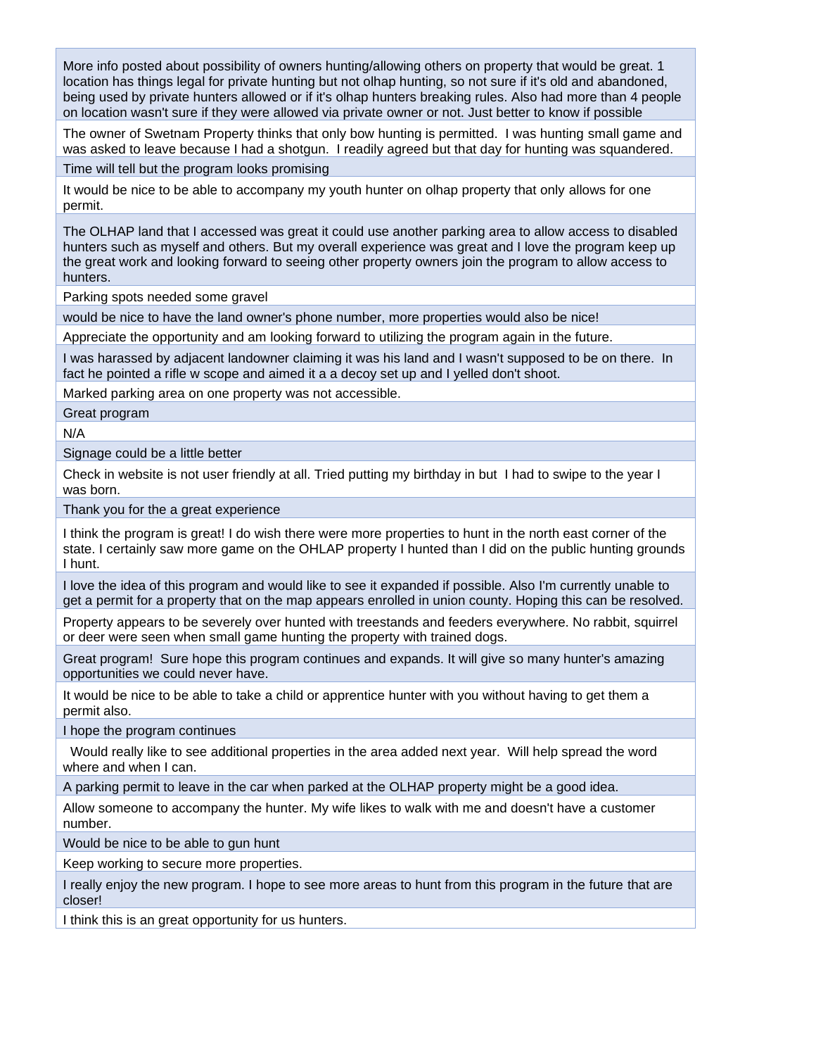| |
|---|
| More info posted about possibility of owners hunting/allowing others on property that would be great. 1 location has things legal for private hunting but not olhap hunting, so not sure if it's old and abandoned, being used by private hunters allowed or if it's olhap hunters breaking rules. Also had more than 4 people on location wasn't sure if they were allowed via private owner or not. Just better to know if possible |
| The owner of Swetnam Property thinks that only bow hunting is permitted. I was hunting small game and was asked to leave because I had a shotgun. I readily agreed but that day for hunting was squandered. |
| Time will tell but the program looks promising |
| It would be nice to be able to accompany my youth hunter on olhap property that only allows for one permit. |
| The OLHAP land that I accessed was great it could use another parking area to allow access to disabled hunters such as myself and others. But my overall experience was great and I love the program keep up the great work and looking forward to seeing other property owners join the program to allow access to hunters. |
| Parking spots needed some gravel |
| would be nice to have the land owner's phone number, more properties would also be nice! |
| Appreciate the opportunity and am looking forward to utilizing the program again in the future. |
| I was harassed by adjacent landowner claiming it was his land and I wasn't supposed to be on there. In fact he pointed a rifle w scope and aimed it a a decoy set up and I yelled don't shoot. |
| Marked parking area on one property was not accessible. |
| Great program |
| N/A |
| Signage could be a little better |
| Check in website is not user friendly at all. Tried putting my birthday in but I had to swipe to the year I was born. |
| Thank you for the a great experience |
| I think the program is great! I do wish there were more properties to hunt in the north east corner of the state. I certainly saw more game on the OHLAP property I hunted than I did on the public hunting grounds I hunt. |
| I love the idea of this program and would like to see it expanded if possible. Also I'm currently unable to get a permit for a property that on the map appears enrolled in union county. Hoping this can be resolved. |
| Property appears to be severely over hunted with treestands and feeders everywhere. No rabbit, squirrel or deer were seen when small game hunting the property with trained dogs. |
| Great program! Sure hope this program continues and expands. It will give so many hunter's amazing opportunities we could never have. |
| It would be nice to be able to take a child or apprentice hunter with you without having to get them a permit also. |
| I hope the program continues |
| Would really like to see additional properties in the area added next year. Will help spread the word where and when I can. |
| A parking permit to leave in the car when parked at the OLHAP property might be a good idea. |
| Allow someone to accompany the hunter. My wife likes to walk with me and doesn't have a customer number. |
| Would be nice to be able to gun hunt |
| Keep working to secure more properties. |
| I really enjoy the new program. I hope to see more areas to hunt from this program in the future that are closer! |
| I think this is an great opportunity for us hunters. |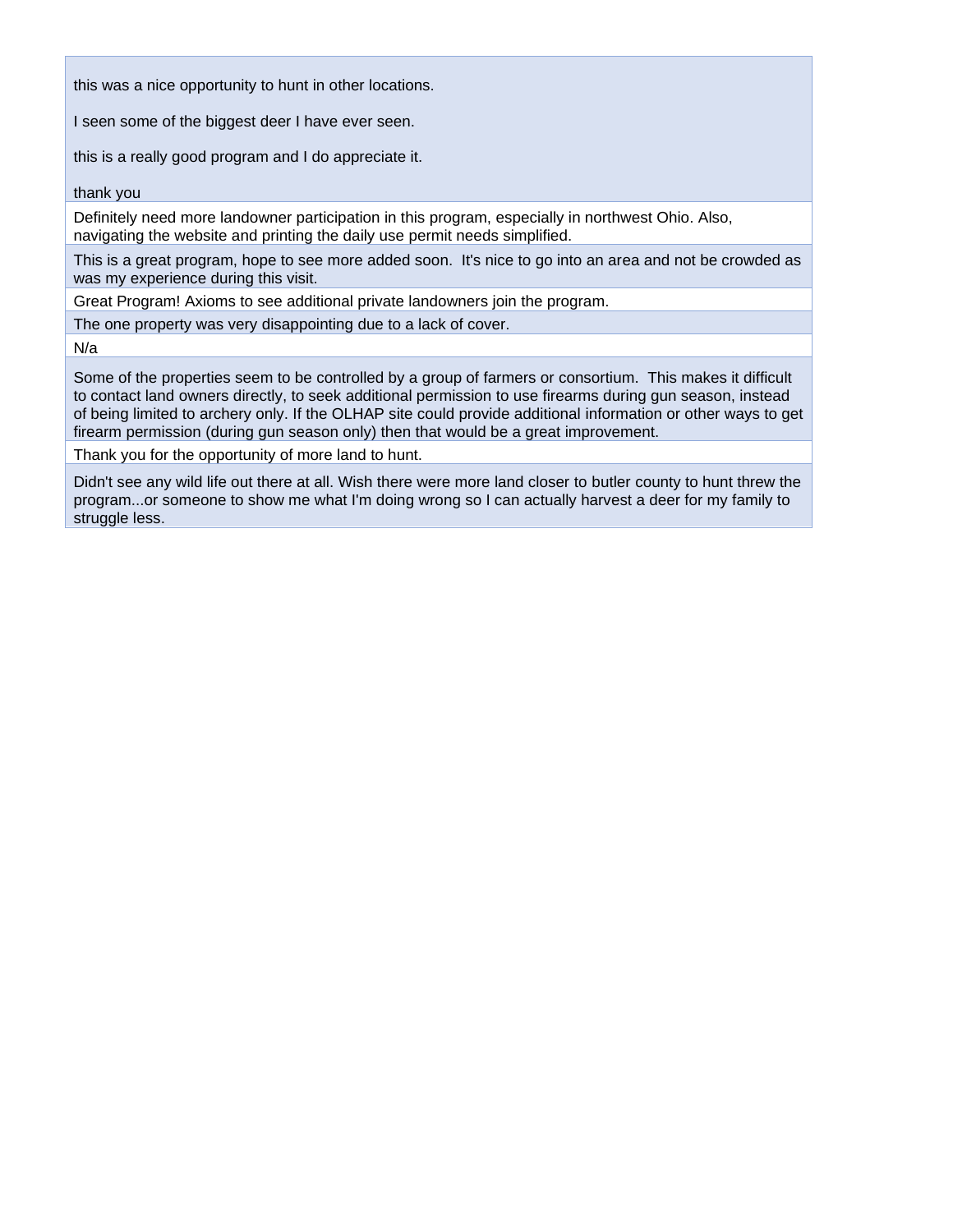| |
|---|
| this was a nice opportunity to hunt in other locations.<br><br>I seen some of the biggest deer I have ever seen.<br><br>this is a really good program and I do appreciate it.<br><br>thank you |
| Definitely need more landowner participation in this program, especially in northwest Ohio. Also, navigating the website and printing the daily use permit needs simplified. |
| This is a great program, hope to see more added soon.  It's nice to go into an area and not be crowded as was my experience during this visit. |
| Great Program! Axioms to see additional private landowners join the program. |
| The one property was very disappointing due to a lack of cover. |
| N/a |
| Some of the properties seem to be controlled by a group of farmers or consortium.  This makes it difficult to contact land owners directly, to seek additional permission to use firearms during gun season, instead of being limited to archery only. If the OLHAP site could provide additional information or other ways to get firearm permission (during gun season only) then that would be a great improvement. |
| Thank you for the opportunity of more land to hunt. |
| Didn't see any wild life out there at all. Wish there were more land closer to butler county to hunt threw the program...or someone to show me what I'm doing wrong so I can actually harvest a deer for my family to struggle less. |